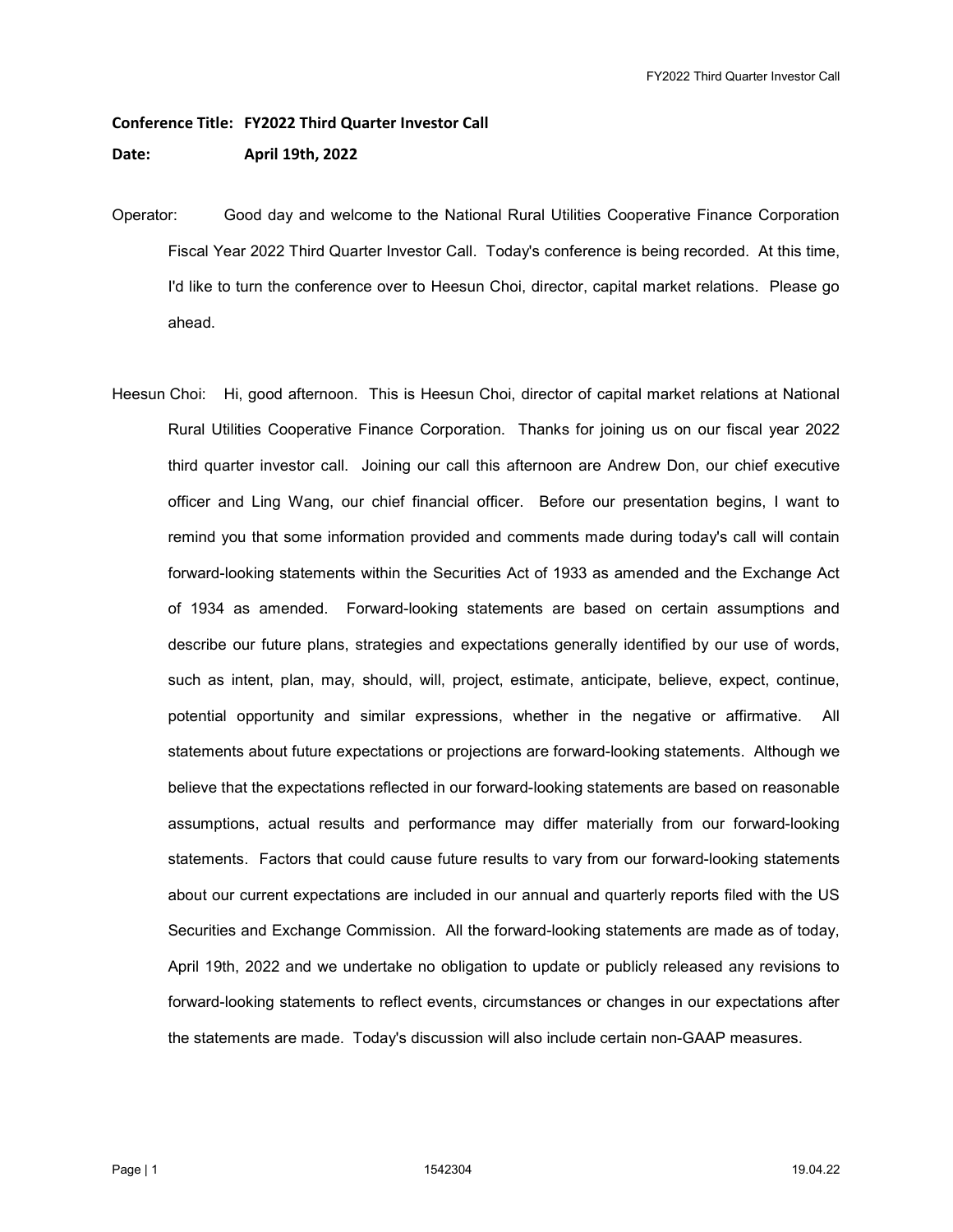**Conference Title: FY2022 Third Quarter Investor Call**

**Date: April 19th, 2022**

Operator: Good day and welcome to the National Rural Utilities Cooperative Finance Corporation Fiscal Year 2022 Third Quarter Investor Call. Today's conference is being recorded. At this time, I'd like to turn the conference over to Heesun Choi, director, capital market relations. Please go ahead.

Heesun Choi: Hi, good afternoon. This is Heesun Choi, director of capital market relations at National Rural Utilities Cooperative Finance Corporation. Thanks for joining us on our fiscal year 2022 third quarter investor call. Joining our call this afternoon are Andrew Don, our chief executive officer and Ling Wang, our chief financial officer. Before our presentation begins, I want to remind you that some information provided and comments made during today's call will contain forward-looking statements within the Securities Act of 1933 as amended and the Exchange Act of 1934 as amended. Forward-looking statements are based on certain assumptions and describe our future plans, strategies and expectations generally identified by our use of words, such as intent, plan, may, should, will, project, estimate, anticipate, believe, expect, continue, potential opportunity and similar expressions, whether in the negative or affirmative. All statements about future expectations or projections are forward-looking statements. Although we believe that the expectations reflected in our forward-looking statements are based on reasonable assumptions, actual results and performance may differ materially from our forward-looking statements. Factors that could cause future results to vary from our forward-looking statements about our current expectations are included in our annual and quarterly reports filed with the US Securities and Exchange Commission. All the forward-looking statements are made as of today, April 19th, 2022 and we undertake no obligation to update or publicly released any revisions to forward-looking statements to reflect events, circumstances or changes in our expectations after the statements are made. Today's discussion will also include certain non-GAAP measures.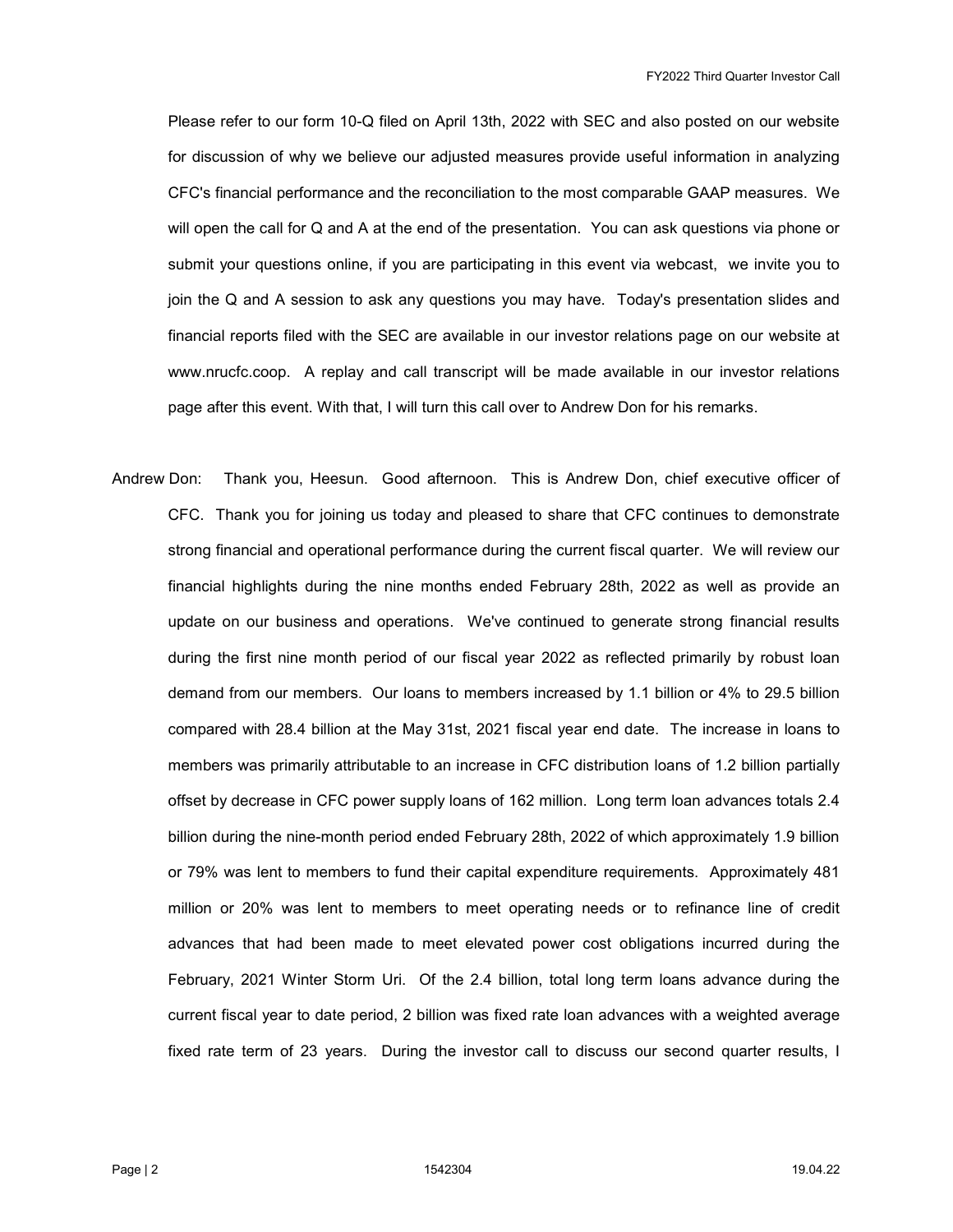Please refer to our form 10-Q filed on April 13th, 2022 with SEC and also posted on our website for discussion of why we believe our adjusted measures provide useful information in analyzing CFC's financial performance and the reconciliation to the most comparable GAAP measures. We will open the call for Q and A at the end of the presentation. You can ask questions via phone or submit your questions online, if you are participating in this event via webcast, we invite you to join the Q and A session to ask any questions you may have. Today's presentation slides and financial reports filed with the SEC are available in our investor relations page on our website at www.nrucfc.coop. A replay and call transcript will be made available in our investor relations page after this event. With that, I will turn this call over to Andrew Don for his remarks.

Andrew Don: Thank you, Heesun. Good afternoon. This is Andrew Don, chief executive officer of CFC. Thank you for joining us today and pleased to share that CFC continues to demonstrate strong financial and operational performance during the current fiscal quarter. We will review our financial highlights during the nine months ended February 28th, 2022 as well as provide an update on our business and operations. We've continued to generate strong financial results during the first nine month period of our fiscal year 2022 as reflected primarily by robust loan demand from our members. Our loans to members increased by 1.1 billion or 4% to 29.5 billion compared with 28.4 billion at the May 31st, 2021 fiscal year end date. The increase in loans to members was primarily attributable to an increase in CFC distribution loans of 1.2 billion partially offset by decrease in CFC power supply loans of 162 million. Long term loan advances totals 2.4 billion during the nine-month period ended February 28th, 2022 of which approximately 1.9 billion or 79% was lent to members to fund their capital expenditure requirements. Approximately 481 million or 20% was lent to members to meet operating needs or to refinance line of credit advances that had been made to meet elevated power cost obligations incurred during the February, 2021 Winter Storm Uri. Of the 2.4 billion, total long term loans advance during the current fiscal year to date period, 2 billion was fixed rate loan advances with a weighted average fixed rate term of 23 years. During the investor call to discuss our second quarter results, I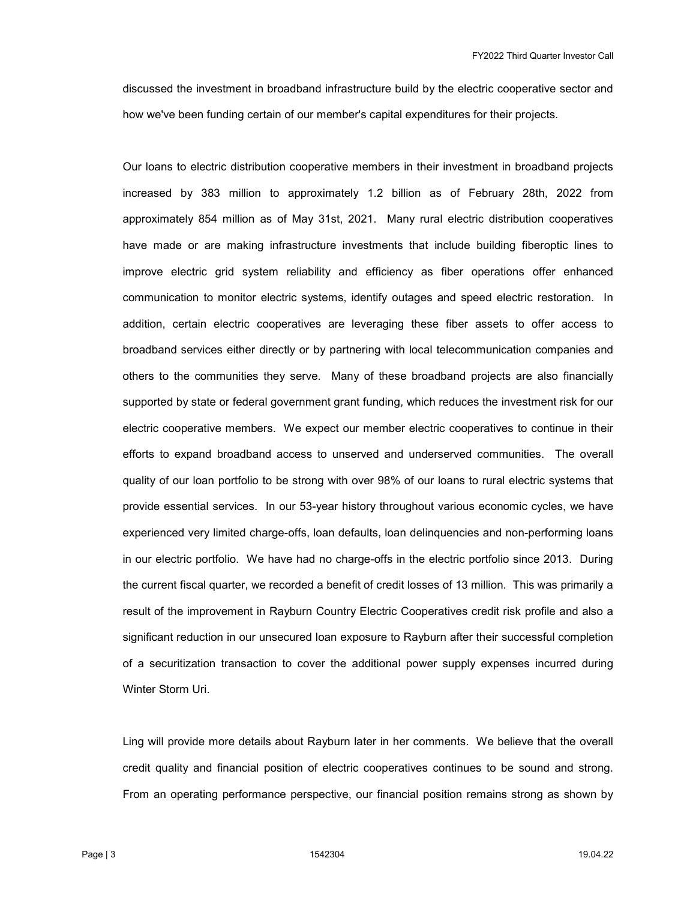discussed the investment in broadband infrastructure build by the electric cooperative sector and how we've been funding certain of our member's capital expenditures for their projects.

Our loans to electric distribution cooperative members in their investment in broadband projects increased by 383 million to approximately 1.2 billion as of February 28th, 2022 from approximately 854 million as of May 31st, 2021. Many rural electric distribution cooperatives have made or are making infrastructure investments that include building fiberoptic lines to improve electric grid system reliability and efficiency as fiber operations offer enhanced communication to monitor electric systems, identify outages and speed electric restoration. In addition, certain electric cooperatives are leveraging these fiber assets to offer access to broadband services either directly or by partnering with local telecommunication companies and others to the communities they serve. Many of these broadband projects are also financially supported by state or federal government grant funding, which reduces the investment risk for our electric cooperative members. We expect our member electric cooperatives to continue in their efforts to expand broadband access to unserved and underserved communities. The overall quality of our loan portfolio to be strong with over 98% of our loans to rural electric systems that provide essential services. In our 53-year history throughout various economic cycles, we have experienced very limited charge-offs, loan defaults, loan delinquencies and non-performing loans in our electric portfolio. We have had no charge-offs in the electric portfolio since 2013. During the current fiscal quarter, we recorded a benefit of credit losses of 13 million. This was primarily a result of the improvement in Rayburn Country Electric Cooperatives credit risk profile and also a significant reduction in our unsecured loan exposure to Rayburn after their successful completion of a securitization transaction to cover the additional power supply expenses incurred during Winter Storm Uri.

Ling will provide more details about Rayburn later in her comments. We believe that the overall credit quality and financial position of electric cooperatives continues to be sound and strong. From an operating performance perspective, our financial position remains strong as shown by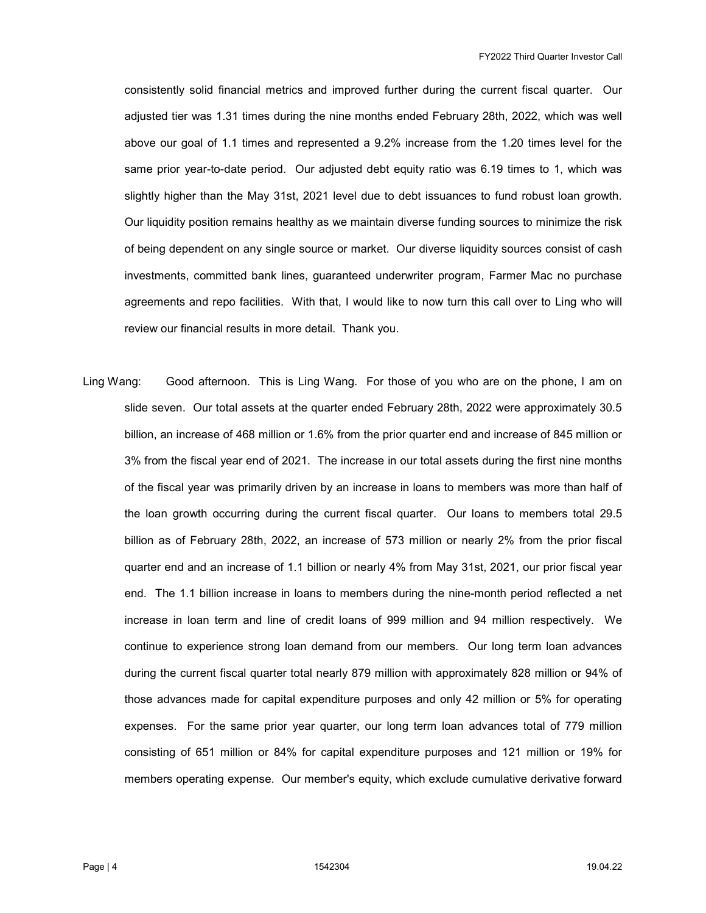consistently solid financial metrics and improved further during the current fiscal quarter. Our adjusted tier was 1.31 times during the nine months ended February 28th, 2022, which was well above our goal of 1.1 times and represented a 9.2% increase from the 1.20 times level for the same prior year-to-date period. Our adjusted debt equity ratio was 6.19 times to 1, which was slightly higher than the May 31st, 2021 level due to debt issuances to fund robust loan growth. Our liquidity position remains healthy as we maintain diverse funding sources to minimize the risk of being dependent on any single source or market. Our diverse liquidity sources consist of cash investments, committed bank lines, guaranteed underwriter program, Farmer Mac no purchase agreements and repo facilities. With that, I would like to now turn this call over to Ling who will review our financial results in more detail. Thank you.

Ling Wang: Good afternoon. This is Ling Wang. For those of you who are on the phone, I am on slide seven. Our total assets at the quarter ended February 28th, 2022 were approximately 30.5 billion, an increase of 468 million or 1.6% from the prior quarter end and increase of 845 million or 3% from the fiscal year end of 2021. The increase in our total assets during the first nine months of the fiscal year was primarily driven by an increase in loans to members was more than half of the loan growth occurring during the current fiscal quarter. Our loans to members total 29.5 billion as of February 28th, 2022, an increase of 573 million or nearly 2% from the prior fiscal quarter end and an increase of 1.1 billion or nearly 4% from May 31st, 2021, our prior fiscal year end. The 1.1 billion increase in loans to members during the nine-month period reflected a net increase in loan term and line of credit loans of 999 million and 94 million respectively. We continue to experience strong loan demand from our members. Our long term loan advances during the current fiscal quarter total nearly 879 million with approximately 828 million or 94% of those advances made for capital expenditure purposes and only 42 million or 5% for operating expenses. For the same prior year quarter, our long term loan advances total of 779 million consisting of 651 million or 84% for capital expenditure purposes and 121 million or 19% for members operating expense. Our member's equity, which exclude cumulative derivative forward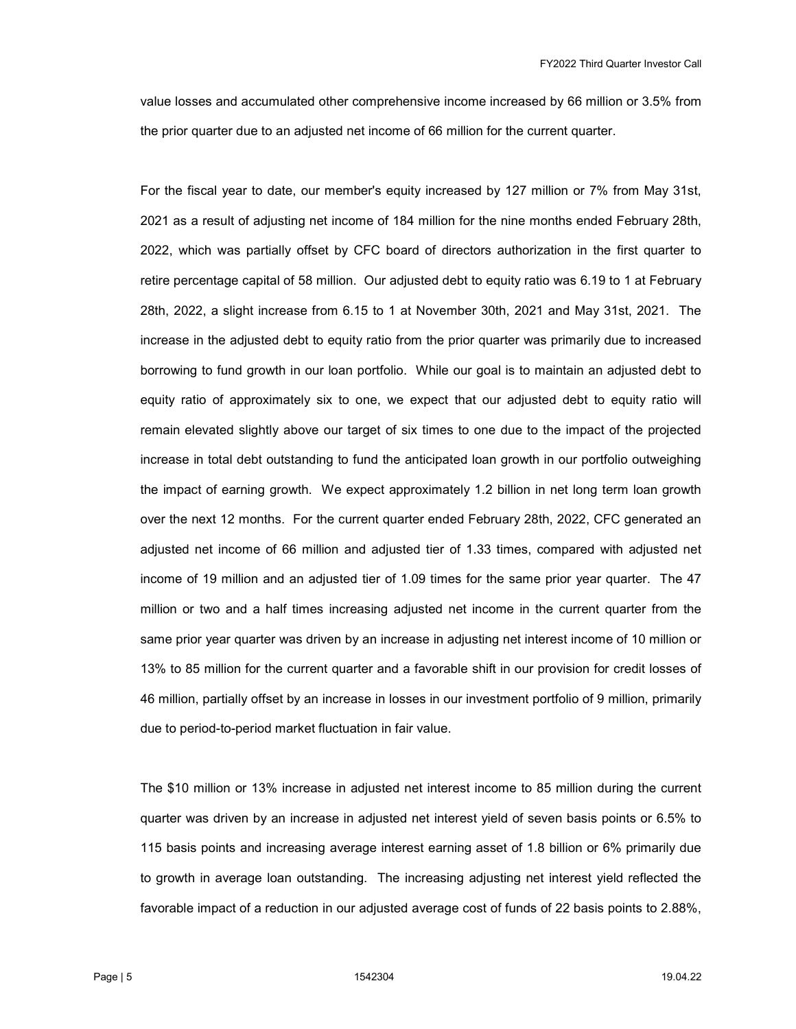value losses and accumulated other comprehensive income increased by 66 million or 3.5% from the prior quarter due to an adjusted net income of 66 million for the current quarter.

For the fiscal year to date, our member's equity increased by 127 million or 7% from May 31st, 2021 as a result of adjusting net income of 184 million for the nine months ended February 28th, 2022, which was partially offset by CFC board of directors authorization in the first quarter to retire percentage capital of 58 million. Our adjusted debt to equity ratio was 6.19 to 1 at February 28th, 2022, a slight increase from 6.15 to 1 at November 30th, 2021 and May 31st, 2021. The increase in the adjusted debt to equity ratio from the prior quarter was primarily due to increased borrowing to fund growth in our loan portfolio. While our goal is to maintain an adjusted debt to equity ratio of approximately six to one, we expect that our adjusted debt to equity ratio will remain elevated slightly above our target of six times to one due to the impact of the projected increase in total debt outstanding to fund the anticipated loan growth in our portfolio outweighing the impact of earning growth. We expect approximately 1.2 billion in net long term loan growth over the next 12 months. For the current quarter ended February 28th, 2022, CFC generated an adjusted net income of 66 million and adjusted tier of 1.33 times, compared with adjusted net income of 19 million and an adjusted tier of 1.09 times for the same prior year quarter. The 47 million or two and a half times increasing adjusted net income in the current quarter from the same prior year quarter was driven by an increase in adjusting net interest income of 10 million or 13% to 85 million for the current quarter and a favorable shift in our provision for credit losses of 46 million, partially offset by an increase in losses in our investment portfolio of 9 million, primarily due to period-to-period market fluctuation in fair value.

The $10 million or 13% increase in adjusted net interest income to 85 million during the current quarter was driven by an increase in adjusted net interest yield of seven basis points or 6.5% to 115 basis points and increasing average interest earning asset of 1.8 billion or 6% primarily due to growth in average loan outstanding. The increasing adjusting net interest yield reflected the favorable impact of a reduction in our adjusted average cost of funds of 22 basis points to 2.88%,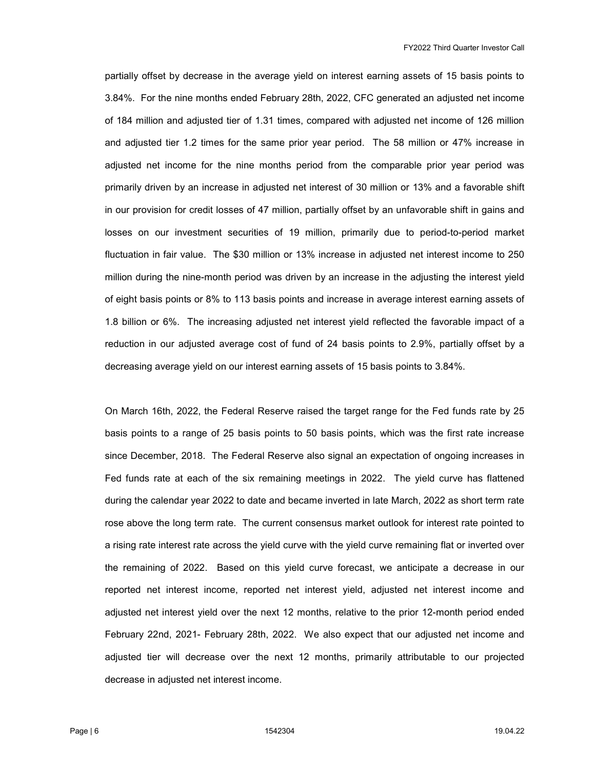partially offset by decrease in the average yield on interest earning assets of 15 basis points to 3.84%. For the nine months ended February 28th, 2022, CFC generated an adjusted net income of 184 million and adjusted tier of 1.31 times, compared with adjusted net income of 126 million and adjusted tier 1.2 times for the same prior year period. The 58 million or 47% increase in adjusted net income for the nine months period from the comparable prior year period was primarily driven by an increase in adjusted net interest of 30 million or 13% and a favorable shift in our provision for credit losses of 47 million, partially offset by an unfavorable shift in gains and losses on our investment securities of 19 million, primarily due to period-to-period market fluctuation in fair value. The $30 million or 13% increase in adjusted net interest income to 250 million during the nine-month period was driven by an increase in the adjusting the interest yield of eight basis points or 8% to 113 basis points and increase in average interest earning assets of 1.8 billion or 6%. The increasing adjusted net interest yield reflected the favorable impact of a reduction in our adjusted average cost of fund of 24 basis points to 2.9%, partially offset by a decreasing average yield on our interest earning assets of 15 basis points to 3.84%.

On March 16th, 2022, the Federal Reserve raised the target range for the Fed funds rate by 25 basis points to a range of 25 basis points to 50 basis points, which was the first rate increase since December, 2018. The Federal Reserve also signal an expectation of ongoing increases in Fed funds rate at each of the six remaining meetings in 2022. The yield curve has flattened during the calendar year 2022 to date and became inverted in late March, 2022 as short term rate rose above the long term rate. The current consensus market outlook for interest rate pointed to a rising rate interest rate across the yield curve with the yield curve remaining flat or inverted over the remaining of 2022. Based on this yield curve forecast, we anticipate a decrease in our reported net interest income, reported net interest yield, adjusted net interest income and adjusted net interest yield over the next 12 months, relative to the prior 12-month period ended February 22nd, 2021- February 28th, 2022. We also expect that our adjusted net income and adjusted tier will decrease over the next 12 months, primarily attributable to our projected decrease in adjusted net interest income.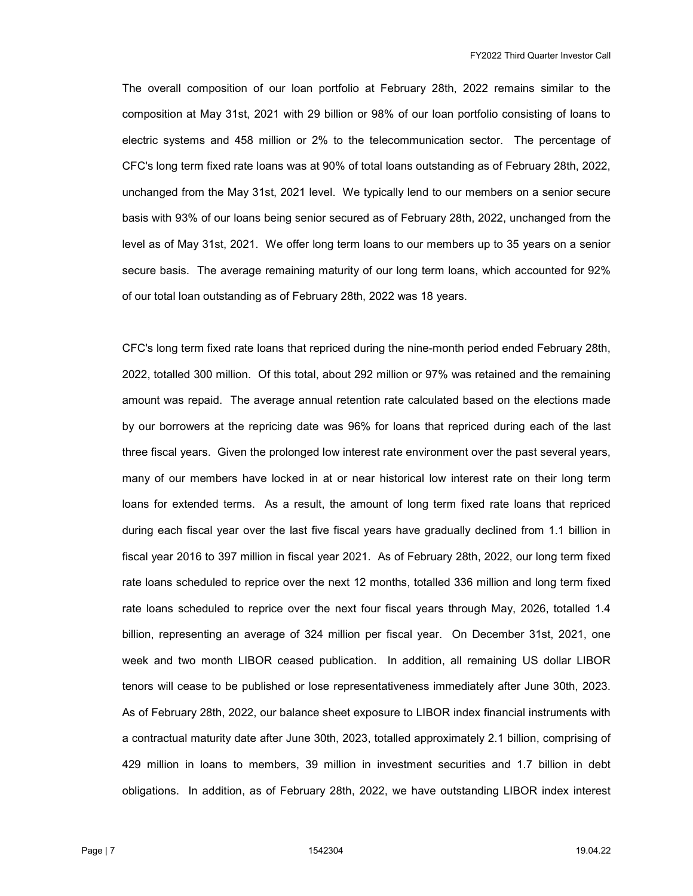The overall composition of our loan portfolio at February 28th, 2022 remains similar to the composition at May 31st, 2021 with 29 billion or 98% of our loan portfolio consisting of loans to electric systems and 458 million or 2% to the telecommunication sector. The percentage of CFC's long term fixed rate loans was at 90% of total loans outstanding as of February 28th, 2022, unchanged from the May 31st, 2021 level. We typically lend to our members on a senior secure basis with 93% of our loans being senior secured as of February 28th, 2022, unchanged from the level as of May 31st, 2021. We offer long term loans to our members up to 35 years on a senior secure basis. The average remaining maturity of our long term loans, which accounted for 92% of our total loan outstanding as of February 28th, 2022 was 18 years.

CFC's long term fixed rate loans that repriced during the nine-month period ended February 28th, 2022, totalled 300 million. Of this total, about 292 million or 97% was retained and the remaining amount was repaid. The average annual retention rate calculated based on the elections made by our borrowers at the repricing date was 96% for loans that repriced during each of the last three fiscal years. Given the prolonged low interest rate environment over the past several years, many of our members have locked in at or near historical low interest rate on their long term loans for extended terms. As a result, the amount of long term fixed rate loans that repriced during each fiscal year over the last five fiscal years have gradually declined from 1.1 billion in fiscal year 2016 to 397 million in fiscal year 2021. As of February 28th, 2022, our long term fixed rate loans scheduled to reprice over the next 12 months, totalled 336 million and long term fixed rate loans scheduled to reprice over the next four fiscal years through May, 2026, totalled 1.4 billion, representing an average of 324 million per fiscal year. On December 31st, 2021, one week and two month LIBOR ceased publication. In addition, all remaining US dollar LIBOR tenors will cease to be published or lose representativeness immediately after June 30th, 2023. As of February 28th, 2022, our balance sheet exposure to LIBOR index financial instruments with a contractual maturity date after June 30th, 2023, totalled approximately 2.1 billion, comprising of 429 million in loans to members, 39 million in investment securities and 1.7 billion in debt obligations. In addition, as of February 28th, 2022, we have outstanding LIBOR index interest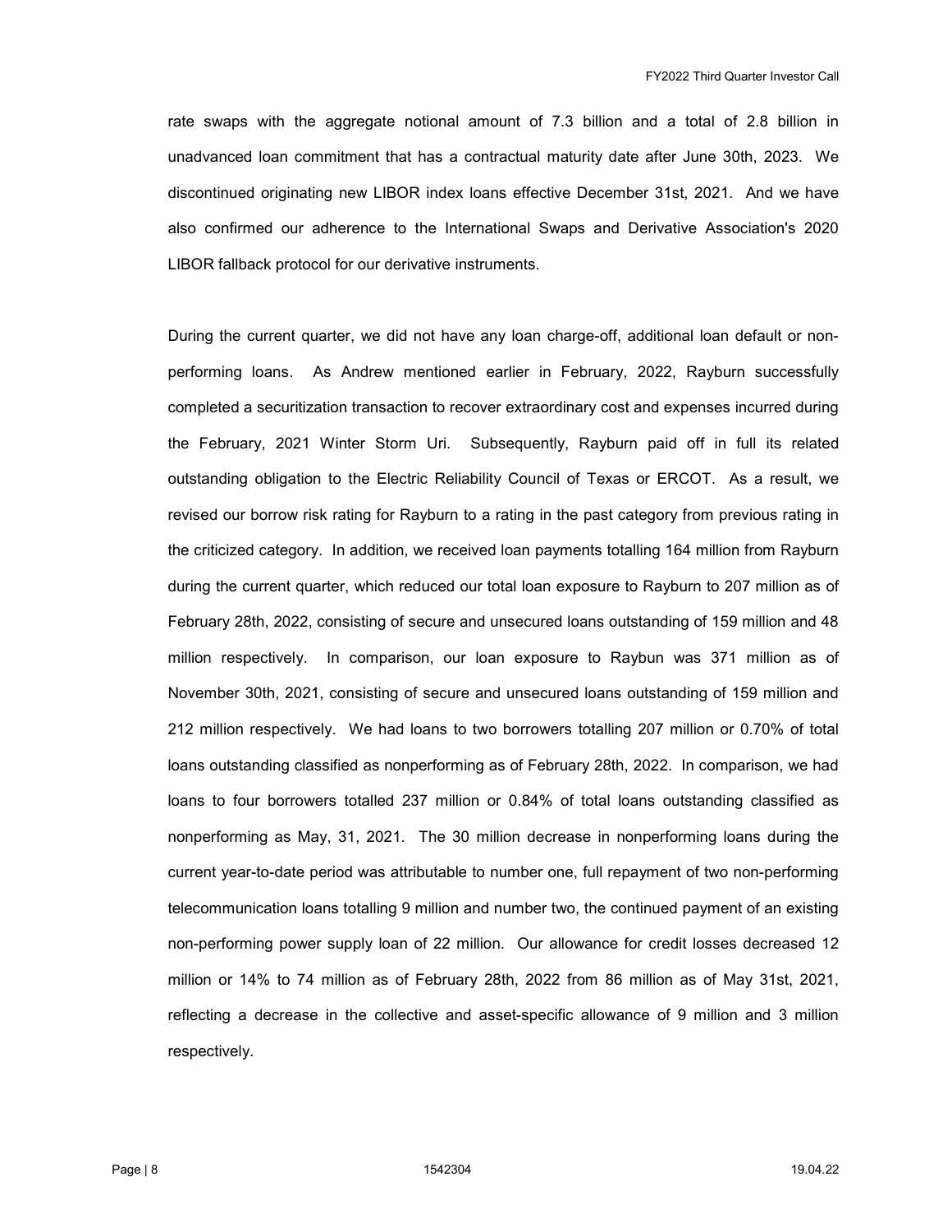rate swaps with the aggregate notional amount of 7.3 billion and a total of 2.8 billion in unadvanced loan commitment that has a contractual maturity date after June 30th, 2023. We discontinued originating new LIBOR index loans effective December 31st, 2021. And we have also confirmed our adherence to the International Swaps and Derivative Association's 2020 LIBOR fallback protocol for our derivative instruments.

During the current quarter, we did not have any loan charge-off, additional loan default or non-performing loans. As Andrew mentioned earlier in February, 2022, Rayburn successfully completed a securitization transaction to recover extraordinary cost and expenses incurred during the February, 2021 Winter Storm Uri. Subsequently, Rayburn paid off in full its related outstanding obligation to the Electric Reliability Council of Texas or ERCOT. As a result, we revised our borrow risk rating for Rayburn to a rating in the past category from previous rating in the criticized category. In addition, we received loan payments totalling 164 million from Rayburn during the current quarter, which reduced our total loan exposure to Rayburn to 207 million as of February 28th, 2022, consisting of secure and unsecured loans outstanding of 159 million and 48 million respectively. In comparison, our loan exposure to Raybun was 371 million as of November 30th, 2021, consisting of secure and unsecured loans outstanding of 159 million and 212 million respectively. We had loans to two borrowers totalling 207 million or 0.70% of total loans outstanding classified as nonperforming as of February 28th, 2022. In comparison, we had loans to four borrowers totalled 237 million or 0.84% of total loans outstanding classified as nonperforming as May, 31, 2021. The 30 million decrease in nonperforming loans during the current year-to-date period was attributable to number one, full repayment of two non-performing telecommunication loans totalling 9 million and number two, the continued payment of an existing non-performing power supply loan of 22 million. Our allowance for credit losses decreased 12 million or 14% to 74 million as of February 28th, 2022 from 86 million as of May 31st, 2021, reflecting a decrease in the collective and asset-specific allowance of 9 million and 3 million respectively.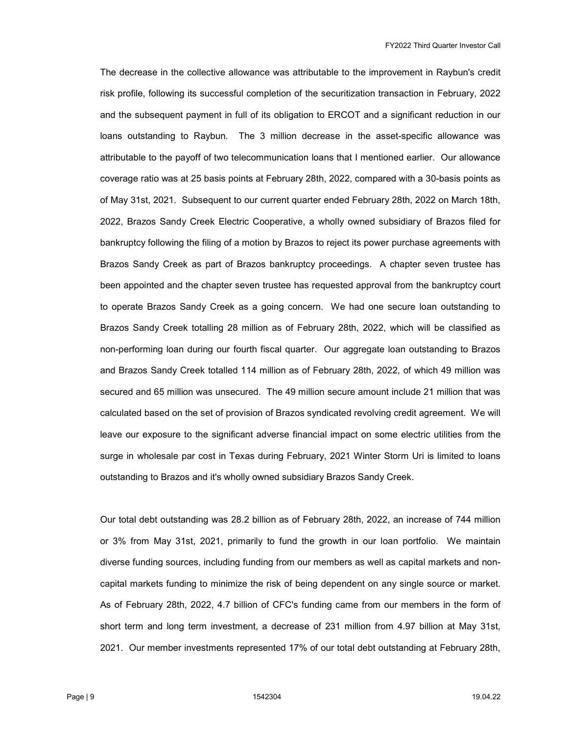The decrease in the collective allowance was attributable to the improvement in Raybun's credit risk profile, following its successful completion of the securitization transaction in February, 2022 and the subsequent payment in full of its obligation to ERCOT and a significant reduction in our loans outstanding to Raybun. The 3 million decrease in the asset-specific allowance was attributable to the payoff of two telecommunication loans that I mentioned earlier. Our allowance coverage ratio was at 25 basis points at February 28th, 2022, compared with a 30-basis points as of May 31st, 2021. Subsequent to our current quarter ended February 28th, 2022 on March 18th, 2022, Brazos Sandy Creek Electric Cooperative, a wholly owned subsidiary of Brazos filed for bankruptcy following the filing of a motion by Brazos to reject its power purchase agreements with Brazos Sandy Creek as part of Brazos bankruptcy proceedings. A chapter seven trustee has been appointed and the chapter seven trustee has requested approval from the bankruptcy court to operate Brazos Sandy Creek as a going concern. We had one secure loan outstanding to Brazos Sandy Creek totalling 28 million as of February 28th, 2022, which will be classified as non-performing loan during our fourth fiscal quarter. Our aggregate loan outstanding to Brazos and Brazos Sandy Creek totalled 114 million as of February 28th, 2022, of which 49 million was secured and 65 million was unsecured. The 49 million secure amount include 21 million that was calculated based on the set of provision of Brazos syndicated revolving credit agreement. We will leave our exposure to the significant adverse financial impact on some electric utilities from the surge in wholesale par cost in Texas during February, 2021 Winter Storm Uri is limited to loans outstanding to Brazos and it's wholly owned subsidiary Brazos Sandy Creek.

Our total debt outstanding was 28.2 billion as of February 28th, 2022, an increase of 744 million or 3% from May 31st, 2021, primarily to fund the growth in our loan portfolio. We maintain diverse funding sources, including funding from our members as well as capital markets and non-capital markets funding to minimize the risk of being dependent on any single source or market. As of February 28th, 2022, 4.7 billion of CFC's funding came from our members in the form of short term and long term investment, a decrease of 231 million from 4.97 billion at May 31st, 2021. Our member investments represented 17% of our total debt outstanding at February 28th,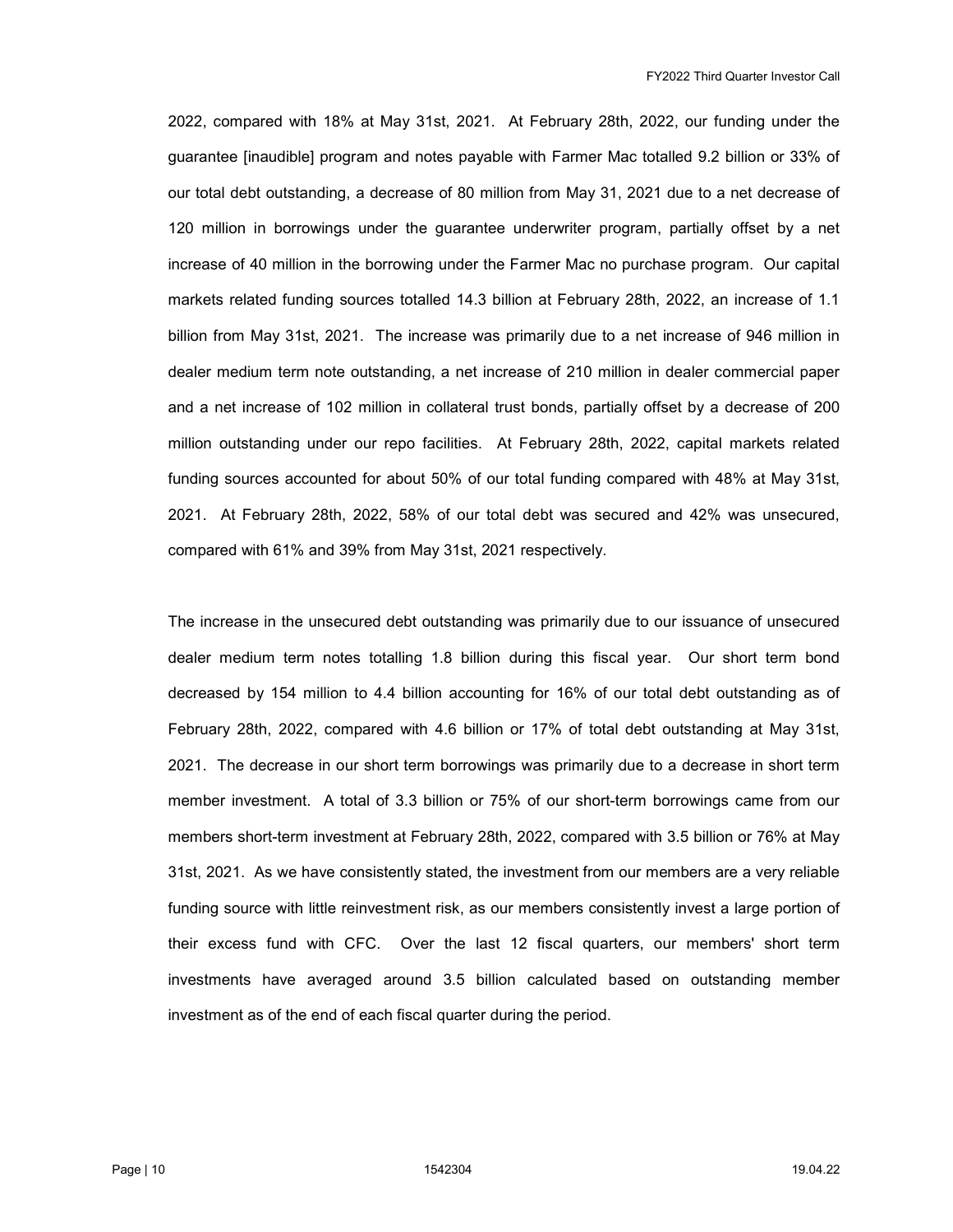2022, compared with 18% at May 31st, 2021. At February 28th, 2022, our funding under the guarantee [inaudible] program and notes payable with Farmer Mac totalled 9.2 billion or 33% of our total debt outstanding, a decrease of 80 million from May 31, 2021 due to a net decrease of 120 million in borrowings under the guarantee underwriter program, partially offset by a net increase of 40 million in the borrowing under the Farmer Mac no purchase program. Our capital markets related funding sources totalled 14.3 billion at February 28th, 2022, an increase of 1.1 billion from May 31st, 2021. The increase was primarily due to a net increase of 946 million in dealer medium term note outstanding, a net increase of 210 million in dealer commercial paper and a net increase of 102 million in collateral trust bonds, partially offset by a decrease of 200 million outstanding under our repo facilities. At February 28th, 2022, capital markets related funding sources accounted for about 50% of our total funding compared with 48% at May 31st, 2021. At February 28th, 2022, 58% of our total debt was secured and 42% was unsecured, compared with 61% and 39% from May 31st, 2021 respectively.

The increase in the unsecured debt outstanding was primarily due to our issuance of unsecured dealer medium term notes totalling 1.8 billion during this fiscal year. Our short term bond decreased by 154 million to 4.4 billion accounting for 16% of our total debt outstanding as of February 28th, 2022, compared with 4.6 billion or 17% of total debt outstanding at May 31st, 2021. The decrease in our short term borrowings was primarily due to a decrease in short term member investment. A total of 3.3 billion or 75% of our short-term borrowings came from our members short-term investment at February 28th, 2022, compared with 3.5 billion or 76% at May 31st, 2021. As we have consistently stated, the investment from our members are a very reliable funding source with little reinvestment risk, as our members consistently invest a large portion of their excess fund with CFC. Over the last 12 fiscal quarters, our members' short term investments have averaged around 3.5 billion calculated based on outstanding member investment as of the end of each fiscal quarter during the period.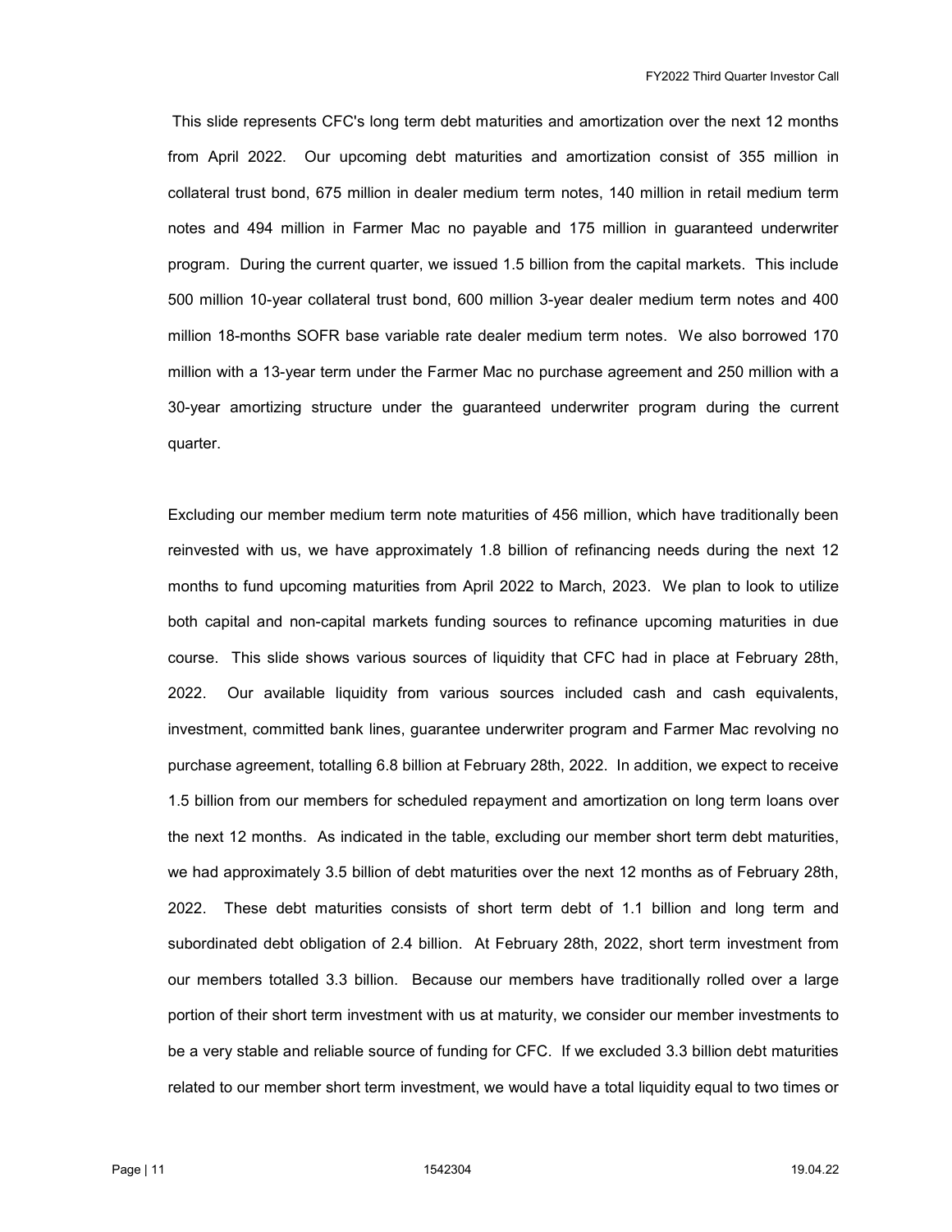This slide represents CFC's long term debt maturities and amortization over the next 12 months from April 2022. Our upcoming debt maturities and amortization consist of 355 million in collateral trust bond, 675 million in dealer medium term notes, 140 million in retail medium term notes and 494 million in Farmer Mac no payable and 175 million in guaranteed underwriter program. During the current quarter, we issued 1.5 billion from the capital markets. This include 500 million 10-year collateral trust bond, 600 million 3-year dealer medium term notes and 400 million 18-months SOFR base variable rate dealer medium term notes. We also borrowed 170 million with a 13-year term under the Farmer Mac no purchase agreement and 250 million with a 30-year amortizing structure under the guaranteed underwriter program during the current quarter.

Excluding our member medium term note maturities of 456 million, which have traditionally been reinvested with us, we have approximately 1.8 billion of refinancing needs during the next 12 months to fund upcoming maturities from April 2022 to March, 2023. We plan to look to utilize both capital and non-capital markets funding sources to refinance upcoming maturities in due course. This slide shows various sources of liquidity that CFC had in place at February 28th, 2022. Our available liquidity from various sources included cash and cash equivalents, investment, committed bank lines, guarantee underwriter program and Farmer Mac revolving no purchase agreement, totalling 6.8 billion at February 28th, 2022. In addition, we expect to receive 1.5 billion from our members for scheduled repayment and amortization on long term loans over the next 12 months. As indicated in the table, excluding our member short term debt maturities, we had approximately 3.5 billion of debt maturities over the next 12 months as of February 28th, 2022. These debt maturities consists of short term debt of 1.1 billion and long term and subordinated debt obligation of 2.4 billion. At February 28th, 2022, short term investment from our members totalled 3.3 billion. Because our members have traditionally rolled over a large portion of their short term investment with us at maturity, we consider our member investments to be a very stable and reliable source of funding for CFC. If we excluded 3.3 billion debt maturities related to our member short term investment, we would have a total liquidity equal to two times or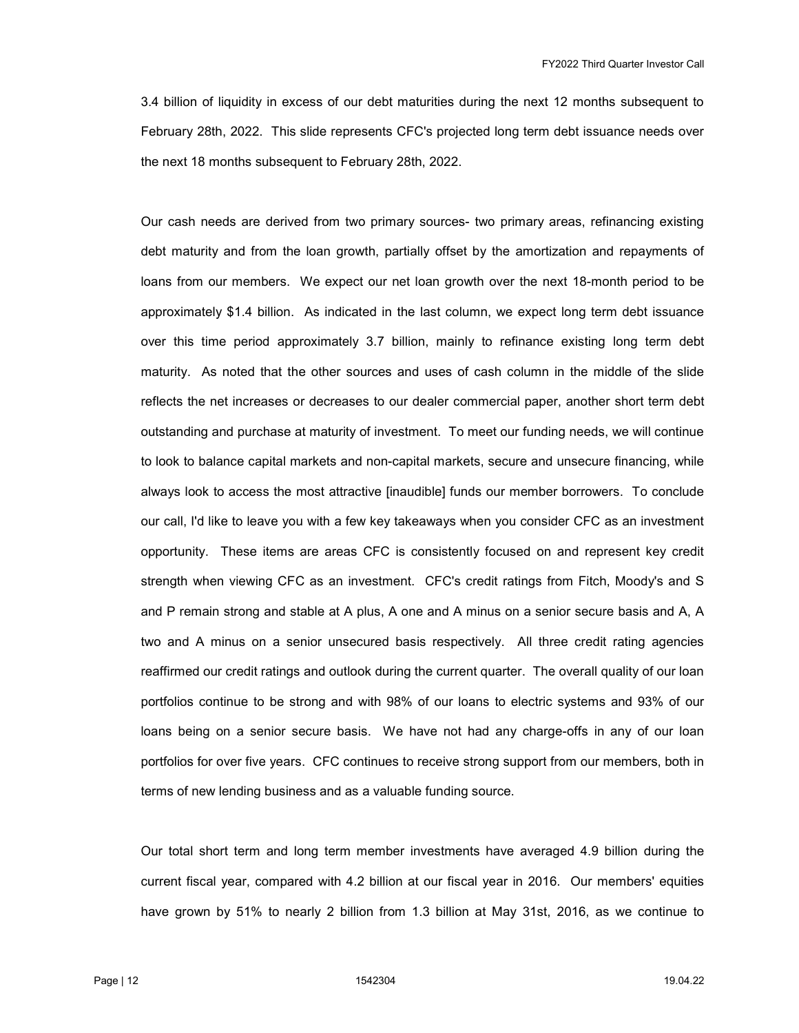3.4 billion of liquidity in excess of our debt maturities during the next 12 months subsequent to February 28th, 2022. This slide represents CFC's projected long term debt issuance needs over the next 18 months subsequent to February 28th, 2022.

Our cash needs are derived from two primary sources- two primary areas, refinancing existing debt maturity and from the loan growth, partially offset by the amortization and repayments of loans from our members. We expect our net loan growth over the next 18-month period to be approximately $1.4 billion. As indicated in the last column, we expect long term debt issuance over this time period approximately 3.7 billion, mainly to refinance existing long term debt maturity. As noted that the other sources and uses of cash column in the middle of the slide reflects the net increases or decreases to our dealer commercial paper, another short term debt outstanding and purchase at maturity of investment. To meet our funding needs, we will continue to look to balance capital markets and non-capital markets, secure and unsecure financing, while always look to access the most attractive [inaudible] funds our member borrowers. To conclude our call, I'd like to leave you with a few key takeaways when you consider CFC as an investment opportunity. These items are areas CFC is consistently focused on and represent key credit strength when viewing CFC as an investment. CFC's credit ratings from Fitch, Moody's and S and P remain strong and stable at A plus, A one and A minus on a senior secure basis and A, A two and A minus on a senior unsecured basis respectively. All three credit rating agencies reaffirmed our credit ratings and outlook during the current quarter. The overall quality of our loan portfolios continue to be strong and with 98% of our loans to electric systems and 93% of our loans being on a senior secure basis. We have not had any charge-offs in any of our loan portfolios for over five years. CFC continues to receive strong support from our members, both in terms of new lending business and as a valuable funding source.

Our total short term and long term member investments have averaged 4.9 billion during the current fiscal year, compared with 4.2 billion at our fiscal year in 2016. Our members' equities have grown by 51% to nearly 2 billion from 1.3 billion at May 31st, 2016, as we continue to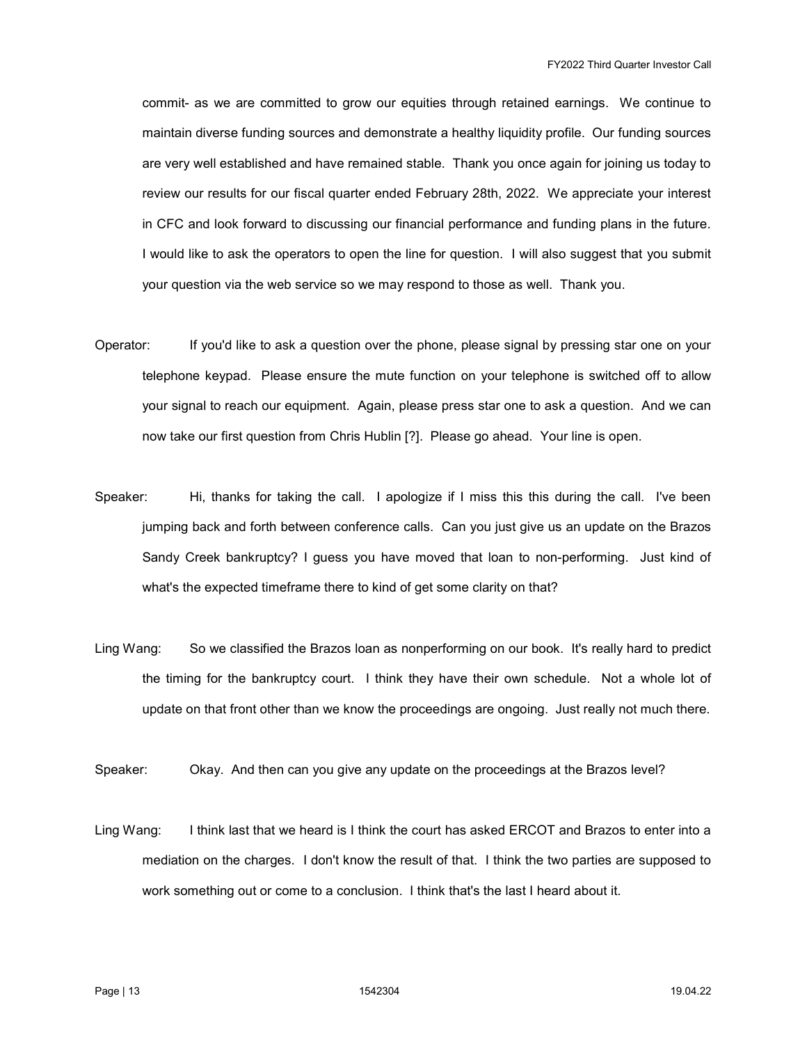commit- as we are committed to grow our equities through retained earnings. We continue to maintain diverse funding sources and demonstrate a healthy liquidity profile. Our funding sources are very well established and have remained stable. Thank you once again for joining us today to review our results for our fiscal quarter ended February 28th, 2022. We appreciate your interest in CFC and look forward to discussing our financial performance and funding plans in the future. I would like to ask the operators to open the line for question. I will also suggest that you submit your question via the web service so we may respond to those as well. Thank you.

Operator: If you'd like to ask a question over the phone, please signal by pressing star one on your telephone keypad. Please ensure the mute function on your telephone is switched off to allow your signal to reach our equipment. Again, please press star one to ask a question. And we can now take our first question from Chris Hublin [?]. Please go ahead. Your line is open.

Speaker: Hi, thanks for taking the call. I apologize if I miss this this during the call. I've been jumping back and forth between conference calls. Can you just give us an update on the Brazos Sandy Creek bankruptcy? I guess you have moved that loan to non-performing. Just kind of what's the expected timeframe there to kind of get some clarity on that?

Ling Wang: So we classified the Brazos loan as nonperforming on our book. It's really hard to predict the timing for the bankruptcy court. I think they have their own schedule. Not a whole lot of update on that front other than we know the proceedings are ongoing. Just really not much there.

Speaker: Okay. And then can you give any update on the proceedings at the Brazos level?

Ling Wang: I think last that we heard is I think the court has asked ERCOT and Brazos to enter into a mediation on the charges. I don't know the result of that. I think the two parties are supposed to work something out or come to a conclusion. I think that's the last I heard about it.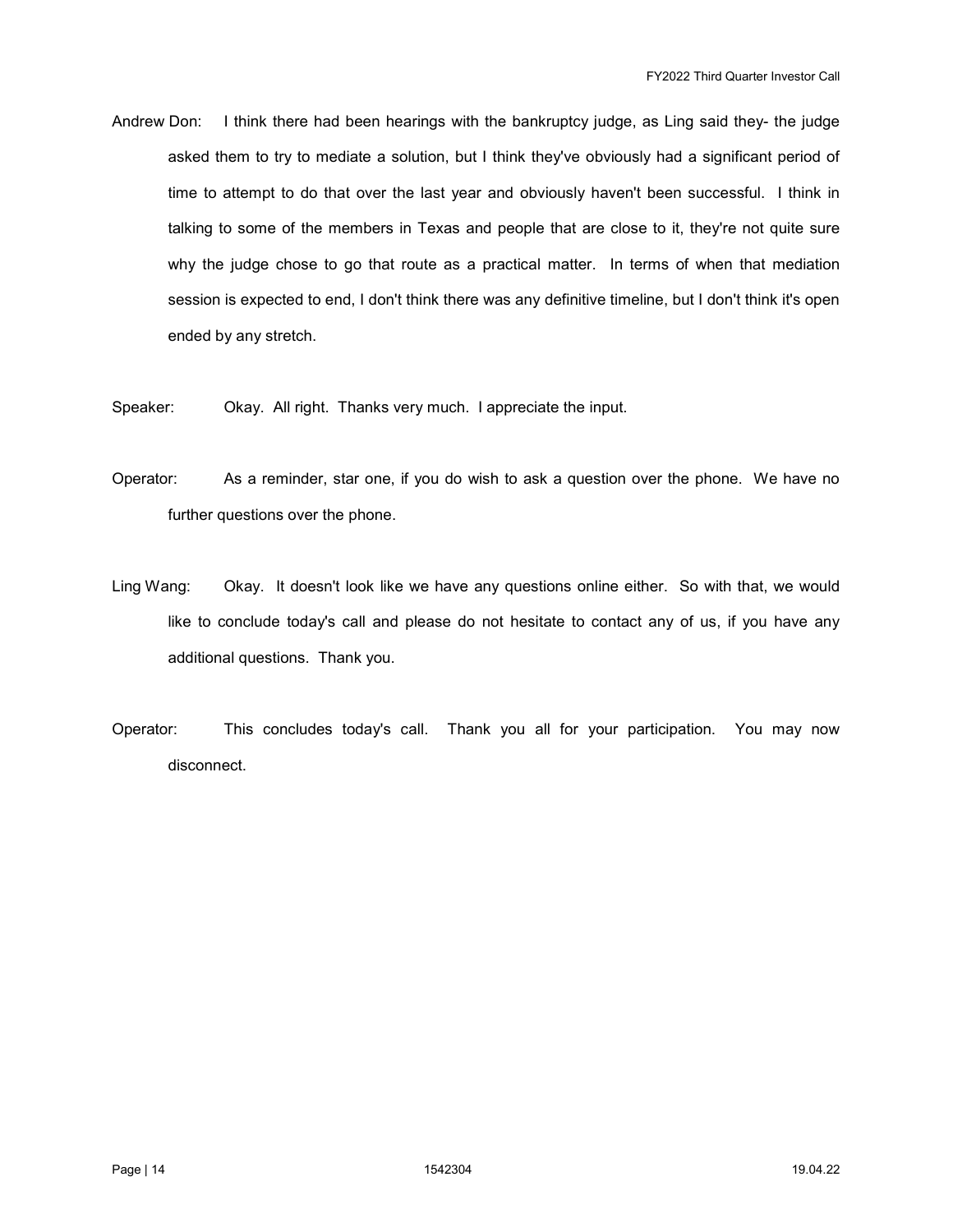Andrew Don: I think there had been hearings with the bankruptcy judge, as Ling said they- the judge asked them to try to mediate a solution, but I think they've obviously had a significant period of time to attempt to do that over the last year and obviously haven't been successful. I think in talking to some of the members in Texas and people that are close to it, they're not quite sure why the judge chose to go that route as a practical matter. In terms of when that mediation session is expected to end, I don't think there was any definitive timeline, but I don't think it's open ended by any stretch.

Speaker: Okay. All right. Thanks very much. I appreciate the input.

Operator: As a reminder, star one, if you do wish to ask a question over the phone. We have no further questions over the phone.

Ling Wang: Okay. It doesn't look like we have any questions online either. So with that, we would like to conclude today's call and please do not hesitate to contact any of us, if you have any additional questions. Thank you.

Operator: This concludes today's call. Thank you all for your participation. You may now disconnect.